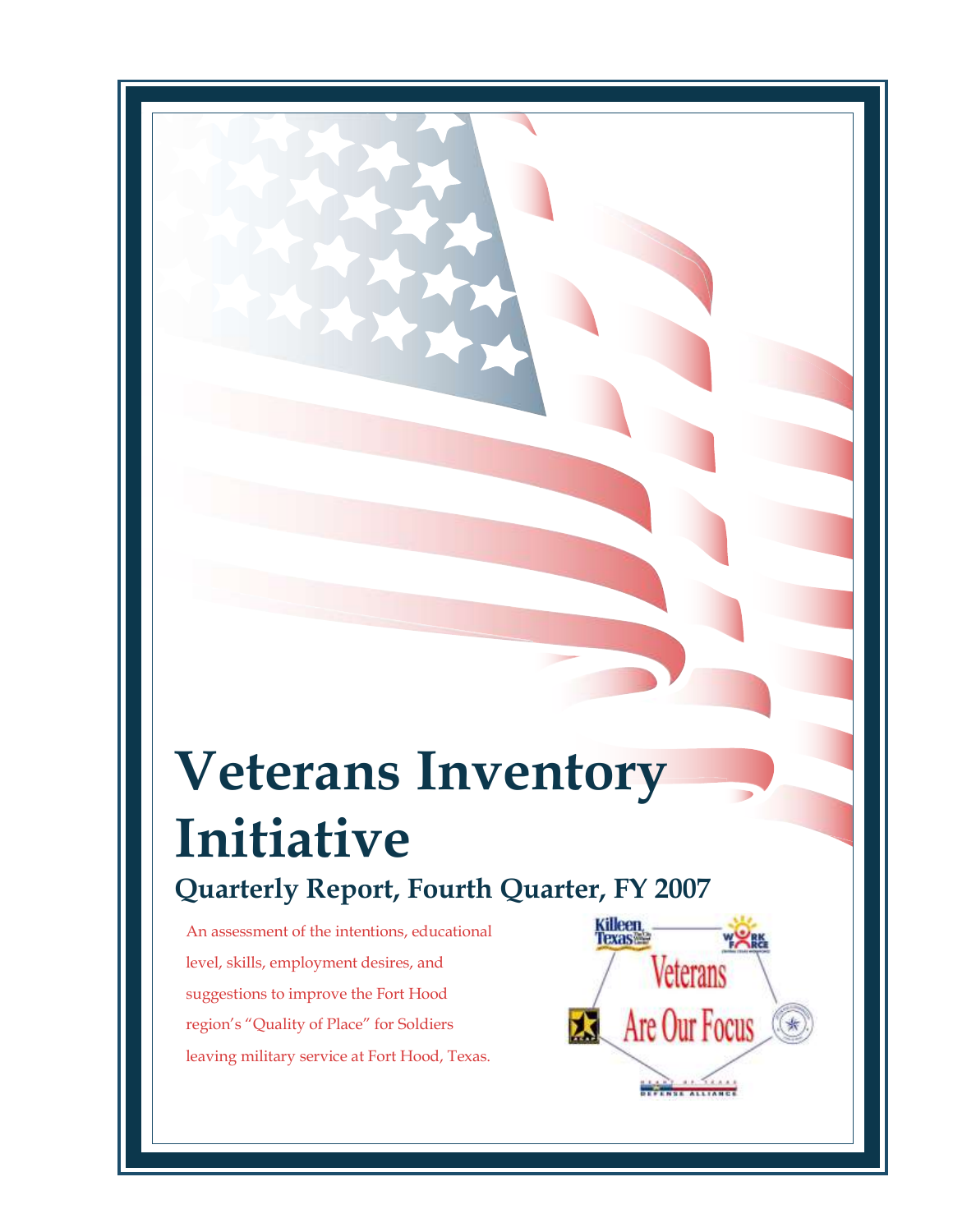# Veterans Inventory Initiative

## Quarterly Report, Fourth Quarter, FY 2007

An assessment of the intentions, educational level, skills, employment desires, and suggestions to improve the Fort Hood region's "Quality of Place" for Soldiers leaving military service at Fort Hood, Texas.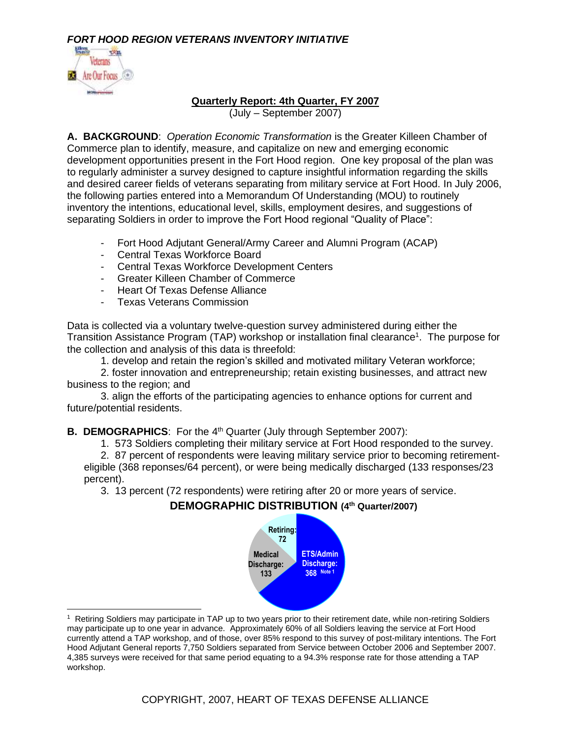*FORT HOOD REGION VETERANS INVENTORY INITIATIVE*

**Quarterly Report: 4th Quarter, FY 2007**
(July – September 2007)

**A. BACKGROUND**: *Operation Economic Transformation* is the Greater Killeen Chamber of Commerce plan to identify, measure, and capitalize on new and emerging economic development opportunities present in the Fort Hood region. One key proposal of the plan was to regularly administer a survey designed to capture insightful information regarding the skills and desired career fields of veterans separating from military service at Fort Hood. In July 2006, the following parties entered into a Memorandum Of Understanding (MOU) to routinely inventory the intentions, educational level, skills, employment desires, and suggestions of separating Soldiers in order to improve the Fort Hood regional "Quality of Place":

- Fort Hood Adjutant General/Army Career and Alumni Program (ACAP)
- Central Texas Workforce Board
- Central Texas Workforce Development Centers
- Greater Killeen Chamber of Commerce
- Heart Of Texas Defense Alliance
- Texas Veterans Commission

Data is collected via a voluntary twelve-question survey administered during either the Transition Assistance Program (TAP) workshop or installation final clearance[1]. The purpose for the collection and analysis of this data is threefold:

1. develop and retain the region's skilled and motivated military Veteran workforce;
2. foster innovation and entrepreneurship; retain existing businesses, and attract new business to the region; and
3. align the efforts of the participating agencies to enhance options for current and future/potential residents.

**B. DEMOGRAPHICS**: For the 4th Quarter (July through September 2007):

1. 573 Soldiers completing their military service at Fort Hood responded to the survey.
2. 87 percent of respondents were leaving military service prior to becoming retirement-eligible (368 reponses/64 percent), or were being medically discharged (133 responses/23 percent).
3. 13 percent (72 respondents) were retiring after 20 or more years of service.

**DEMOGRAPHIC DISTRIBUTION (4th Quarter/2007)**

Retiring: 72
Medical Discharge: 133
ETS/Admin Discharge: 368 Note 1

[1] Retiring Soldiers may participate in TAP up to two years prior to their retirement date, while non-retiring Soldiers may participate up to one year in advance. Approximately 60% of all Soldiers leaving the service at Fort Hood currently attend a TAP workshop, and of those, over 85% respond to this survey of post-military intentions. The Fort Hood Adjutant General reports 7,750 Soldiers separated from Service between October 2006 and September 2007. 4,385 surveys were received for that same period equating to a 94.3% response rate for those attending a TAP workshop.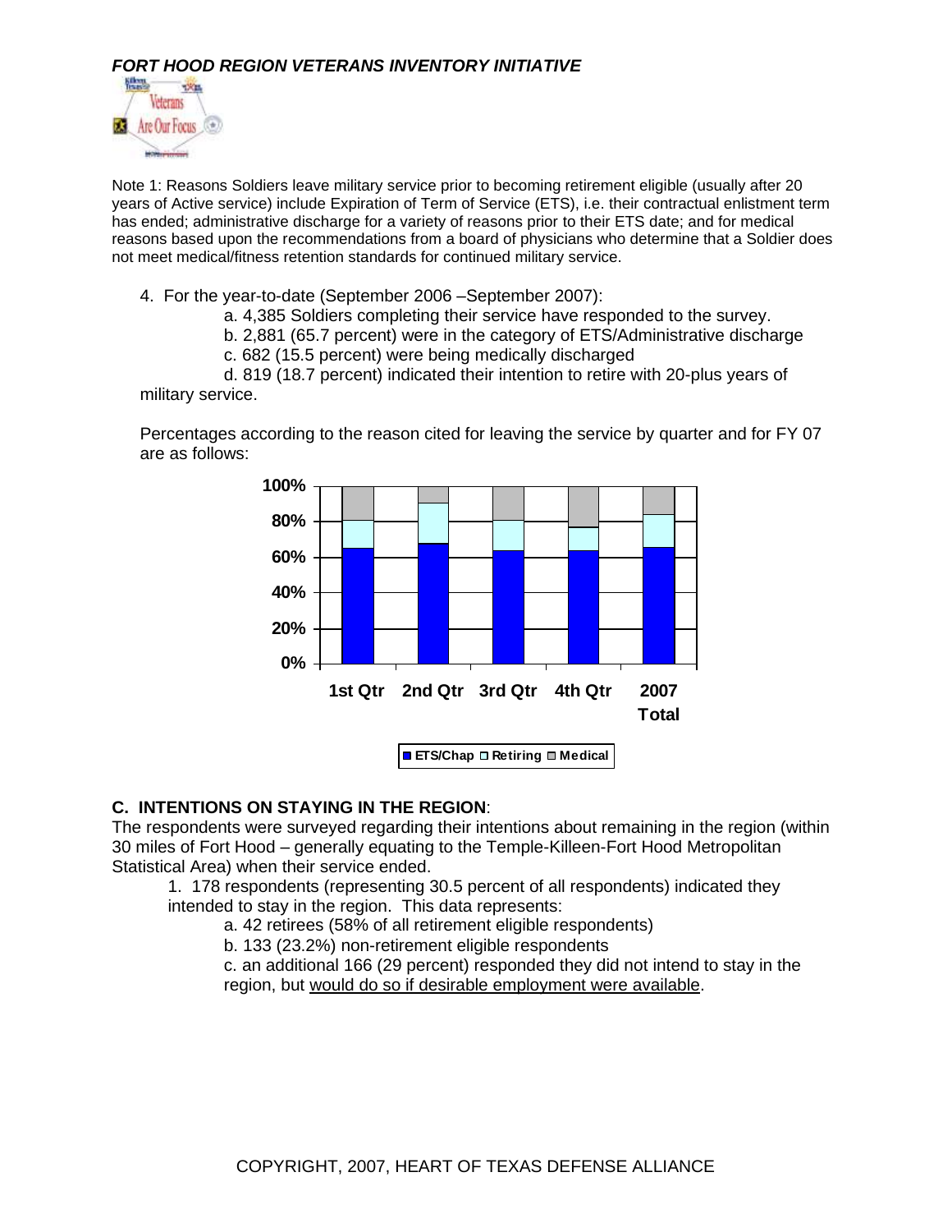*FORT HOOD REGION VETERANS INVENTORY INITIATIVE*

Note 1: Reasons Soldiers leave military service prior to becoming retirement eligible (usually after 20 years of Active service) include Expiration of Term of Service (ETS), i.e. their contractual enlistment term has ended; administrative discharge for a variety of reasons prior to their ETS date; and for medical reasons based upon the recommendations from a board of physicians who determine that a Soldier does not meet medical/fitness retention standards for continued military service.

4. For the year-to-date (September 2006 –September 2007):

   a. 4,385 Soldiers completing their service have responded to the survey.

   b. 2,881 (65.7 percent) were in the category of ETS/Administrative discharge

   c. 682 (15.5 percent) were being medically discharged

   d. 819 (18.7 percent) indicated their intention to retire with 20-plus years of military service.

Percentages according to the reason cited for leaving the service by quarter and for FY 07 are as follows:

100%
80%
60%
40%
20%
0%

1st Qtr 2nd Qtr 3rd Qtr 4th Qtr 2007 Total

ETS/Chap Retiring Medical

### C. INTENTIONS ON STAYING IN THE REGION:

The respondents were surveyed regarding their intentions about remaining in the region (within 30 miles of Fort Hood – generally equating to the Temple-Killeen-Fort Hood Metropolitan Statistical Area) when their service ended.

1. 178 respondents (representing 30.5 percent of all respondents) indicated they intended to stay in the region. This data represents:

   a. 42 retirees (58% of all retirement eligible respondents)

   b. 133 (23.2%) non-retirement eligible respondents

   c. an additional 166 (29 percent) responded they did not intend to stay in the region, but would do so if desirable employment were available.

COPYRIGHT, 2007, HEART OF TEXAS DEFENSE ALLIANCE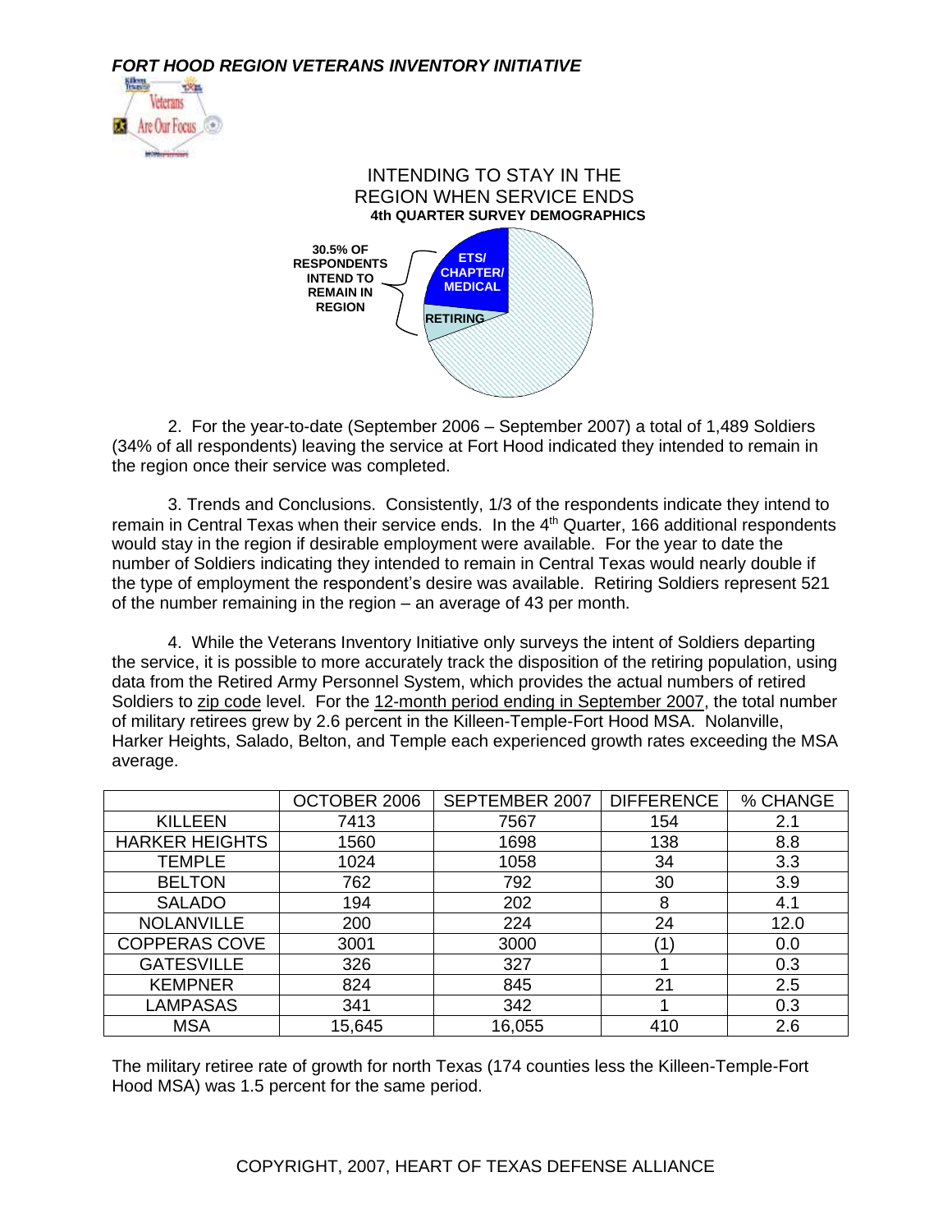*FORT HOOD REGION VETERANS INVENTORY INITIATIVE*

INTENDING TO STAY IN THE REGION WHEN SERVICE ENDS
**4th QUARTER SURVEY DEMOGRAPHICS**

**30.5% OF RESPONDENTS INTEND TO REMAIN IN REGION**

**ETS/ CHAPTER/ MEDICAL**

**RETIRING**

2. For the year-to-date (September 2006 – September 2007) a total of 1,489 Soldiers (34% of all respondents) leaving the service at Fort Hood indicated they intended to remain in the region once their service was completed.

3. Trends and Conclusions. Consistently, 1/3 of the respondents indicate they intend to remain in Central Texas when their service ends. In the 4th Quarter, 166 additional respondents would stay in the region if desirable employment were available. For the year to date the number of Soldiers indicating they intended to remain in Central Texas would nearly double if the type of employment the respondent's desire was available. Retiring Soldiers represent 521 of the number remaining in the region – an average of 43 per month.

4. While the Veterans Inventory Initiative only surveys the intent of Soldiers departing the service, it is possible to more accurately track the disposition of the retiring population, using data from the Retired Army Personnel System, which provides the actual numbers of retired Soldiers to zip code level. For the 12-month period ending in September 2007, the total number of military retirees grew by 2.6 percent in the Killeen-Temple-Fort Hood MSA. Nolanville, Harker Heights, Salado, Belton, and Temple each experienced growth rates exceeding the MSA average.

| | OCTOBER 2006 | SEPTEMBER 2007 | DIFFERENCE | % CHANGE |
|---|---|---|---|---|
| KILLEEN | 7413 | 7567 | 154 | 2.1 |
| HARKER HEIGHTS | 1560 | 1698 | 138 | 8.8 |
| TEMPLE | 1024 | 1058 | 34 | 3.3 |
| BELTON | 762 | 792 | 30 | 3.9 |
| SALADO | 194 | 202 | 8 | 4.1 |
| NOLANVILLE | 200 | 224 | 24 | 12.0 |
| COPPERAS COVE | 3001 | 3000 | (1) | 0.0 |
| GATESVILLE | 326 | 327 | 1 | 0.3 |
| KEMPNER | 824 | 845 | 21 | 2.5 |
| LAMPASAS | 341 | 342 | 1 | 0.3 |
| MSA | 15,645 | 16,055 | 410 | 2.6 |

The military retiree rate of growth for north Texas (174 counties less the Killeen-Temple-Fort Hood MSA) was 1.5 percent for the same period.

COPYRIGHT, 2007, HEART OF TEXAS DEFENSE ALLIANCE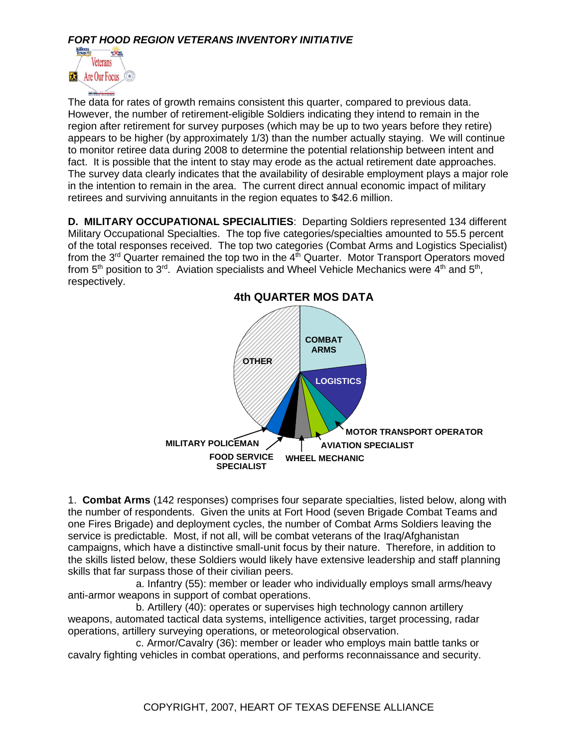*FORT HOOD REGION VETERANS INVENTORY INITIATIVE*

The data for rates of growth remains consistent this quarter, compared to previous data. However, the number of retirement-eligible Soldiers indicating they intend to remain in the region after retirement for survey purposes (which may be up to two years before they retire) appears to be higher (by approximately 1/3) than the number actually staying. We will continue to monitor retiree data during 2008 to determine the potential relationship between intent and fact. It is possible that the intent to stay may erode as the actual retirement date approaches. The survey data clearly indicates that the availability of desirable employment plays a major role in the intention to remain in the area. The current direct annual economic impact of military retirees and surviving annuitants in the region equates to $42.6 million.

**D. MILITARY OCCUPATIONAL SPECIALITIES**: Departing Soldiers represented 134 different Military Occupational Specialties. The top five categories/specialties amounted to 55.5 percent of the total responses received. The top two categories (Combat Arms and Logistics Specialist) from the 3rd Quarter remained the top two in the 4th Quarter. Motor Transport Operators moved from 5th position to 3rd. Aviation specialists and Wheel Vehicle Mechanics were 4th and 5th, respectively.

**4th QUARTER MOS DATA**

COMBAT ARMS, LOGISTICS, MOTOR TRANSPORT OPERATOR, AVIATION SPECIALIST, WHEEL MECHANIC, FOOD SERVICE SPECIALIST, MILITARY POLICEMAN, OTHER

1. **Combat Arms** (142 responses) comprises four separate specialties, listed below, along with the number of respondents. Given the units at Fort Hood (seven Brigade Combat Teams and one Fires Brigade) and deployment cycles, the number of Combat Arms Soldiers leaving the service is predictable. Most, if not all, will be combat veterans of the Iraq/Afghanistan campaigns, which have a distinctive small-unit focus by their nature. Therefore, in addition to the skills listed below, these Soldiers would likely have extensive leadership and staff planning skills that far surpass those of their civilian peers.

a. Infantry (55): member or leader who individually employs small arms/heavy anti-armor weapons in support of combat operations.

b. Artillery (40): operates or supervises high technology cannon artillery weapons, automated tactical data systems, intelligence activities, target processing, radar operations, artillery surveying operations, or meteorological observation.

c. Armor/Cavalry (36): member or leader who employs main battle tanks or cavalry fighting vehicles in combat operations, and performs reconnaissance and security.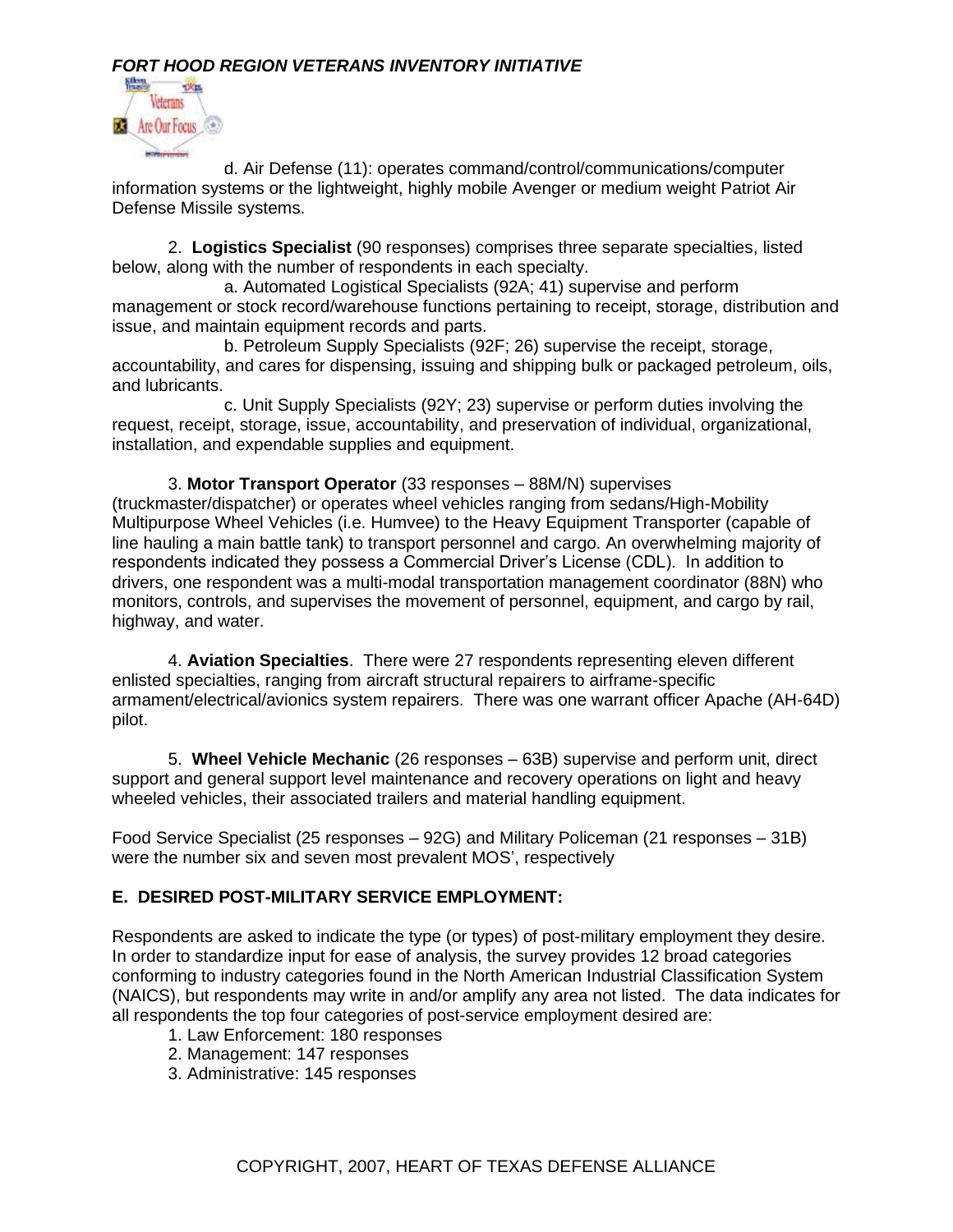d. Air Defense (11): operates command/control/communications/computer information systems or the lightweight, highly mobile Avenger or medium weight Patriot Air Defense Missile systems.

2. **Logistics Specialist** (90 responses) comprises three separate specialties, listed below, along with the number of respondents in each specialty.

a. Automated Logistical Specialists (92A; 41) supervise and perform management or stock record/warehouse functions pertaining to receipt, storage, distribution and issue, and maintain equipment records and parts.

b. Petroleum Supply Specialists (92F; 26) supervise the receipt, storage, accountability, and cares for dispensing, issuing and shipping bulk or packaged petroleum, oils, and lubricants.

c. Unit Supply Specialists (92Y; 23) supervise or perform duties involving the request, receipt, storage, issue, accountability, and preservation of individual, organizational, installation, and expendable supplies and equipment.

3. **Motor Transport Operator** (33 responses – 88M/N) supervises (truckmaster/dispatcher) or operates wheel vehicles ranging from sedans/High-Mobility Multipurpose Wheel Vehicles (i.e. Humvee) to the Heavy Equipment Transporter (capable of line hauling a main battle tank) to transport personnel and cargo. An overwhelming majority of respondents indicated they possess a Commercial Driver's License (CDL). In addition to drivers, one respondent was a multi-modal transportation management coordinator (88N) who monitors, controls, and supervises the movement of personnel, equipment, and cargo by rail, highway, and water.

4. **Aviation Specialties**. There were 27 respondents representing eleven different enlisted specialties, ranging from aircraft structural repairers to airframe-specific armament/electrical/avionics system repairers. There was one warrant officer Apache (AH-64D) pilot.

5. **Wheel Vehicle Mechanic** (26 responses – 63B) supervise and perform unit, direct support and general support level maintenance and recovery operations on light and heavy wheeled vehicles, their associated trailers and material handling equipment.

Food Service Specialist (25 responses – 92G) and Military Policeman (21 responses – 31B) were the number six and seven most prevalent MOS', respectively

## E. DESIRED POST-MILITARY SERVICE EMPLOYMENT:

Respondents are asked to indicate the type (or types) of post-military employment they desire. In order to standardize input for ease of analysis, the survey provides 12 broad categories conforming to industry categories found in the North American Industrial Classification System (NAICS), but respondents may write in and/or amplify any area not listed. The data indicates for all respondents the top four categories of post-service employment desired are:

1. Law Enforcement: 180 responses
2. Management: 147 responses
3. Administrative: 145 responses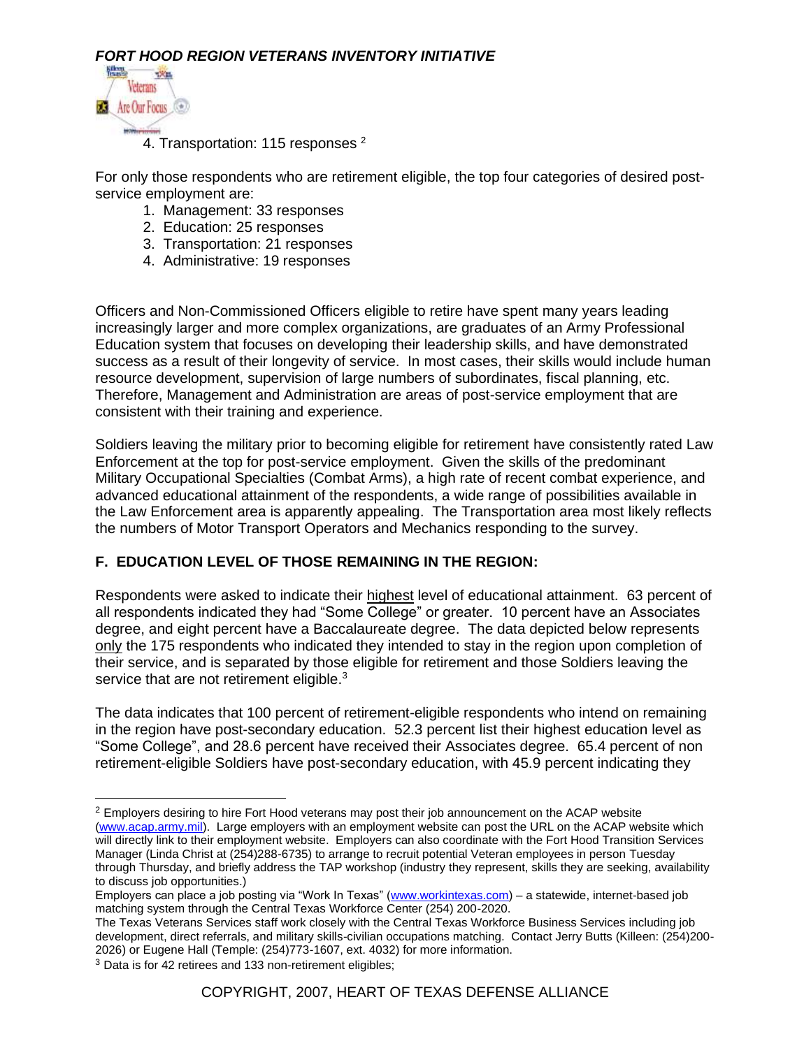4. Transportation: 115 responses [2]

For only those respondents who are retirement eligible, the top four categories of desired post-service employment are:

1. Management: 33 responses
2. Education: 25 responses
3. Transportation: 21 responses
4. Administrative: 19 responses

Officers and Non-Commissioned Officers eligible to retire have spent many years leading increasingly larger and more complex organizations, are graduates of an Army Professional Education system that focuses on developing their leadership skills, and have demonstrated success as a result of their longevity of service. In most cases, their skills would include human resource development, supervision of large numbers of subordinates, fiscal planning, etc. Therefore, Management and Administration are areas of post-service employment that are consistent with their training and experience.

Soldiers leaving the military prior to becoming eligible for retirement have consistently rated Law Enforcement at the top for post-service employment. Given the skills of the predominant Military Occupational Specialties (Combat Arms), a high rate of recent combat experience, and advanced educational attainment of the respondents, a wide range of possibilities available in the Law Enforcement area is apparently appealing. The Transportation area most likely reflects the numbers of Motor Transport Operators and Mechanics responding to the survey.

## F. EDUCATION LEVEL OF THOSE REMAINING IN THE REGION:

Respondents were asked to indicate their highest level of educational attainment. 63 percent of all respondents indicated they had "Some College" or greater. 10 percent have an Associates degree, and eight percent have a Baccalaureate degree. The data depicted below represents only the 175 respondents who indicated they intended to stay in the region upon completion of their service, and is separated by those eligible for retirement and those Soldiers leaving the service that are not retirement eligible.[3]

The data indicates that 100 percent of retirement-eligible respondents who intend on remaining in the region have post-secondary education. 52.3 percent list their highest education level as "Some College", and 28.6 percent have received their Associates degree. 65.4 percent of non retirement-eligible Soldiers have post-secondary education, with 45.9 percent indicating they

---

[2] Employers desiring to hire Fort Hood veterans may post their job announcement on the ACAP website (www.acap.army.mil). Large employers with an employment website can post the URL on the ACAP website which will directly link to their employment website. Employers can also coordinate with the Fort Hood Transition Services Manager (Linda Christ at (254)288-6735) to arrange to recruit potential Veteran employees in person Tuesday through Thursday, and briefly address the TAP workshop (industry they represent, skills they are seeking, availability to discuss job opportunities.)

Employers can place a job posting via "Work In Texas" (www.workintexas.com) – a statewide, internet-based job matching system through the Central Texas Workforce Center (254) 200-2020.

The Texas Veterans Services staff work closely with the Central Texas Workforce Business Services including job development, direct referrals, and military skills-civilian occupations matching. Contact Jerry Butts (Killeen: (254)200-2026) or Eugene Hall (Temple: (254)773-1607, ext. 4032) for more information.

[3] Data is for 42 retirees and 133 non-retirement eligibles;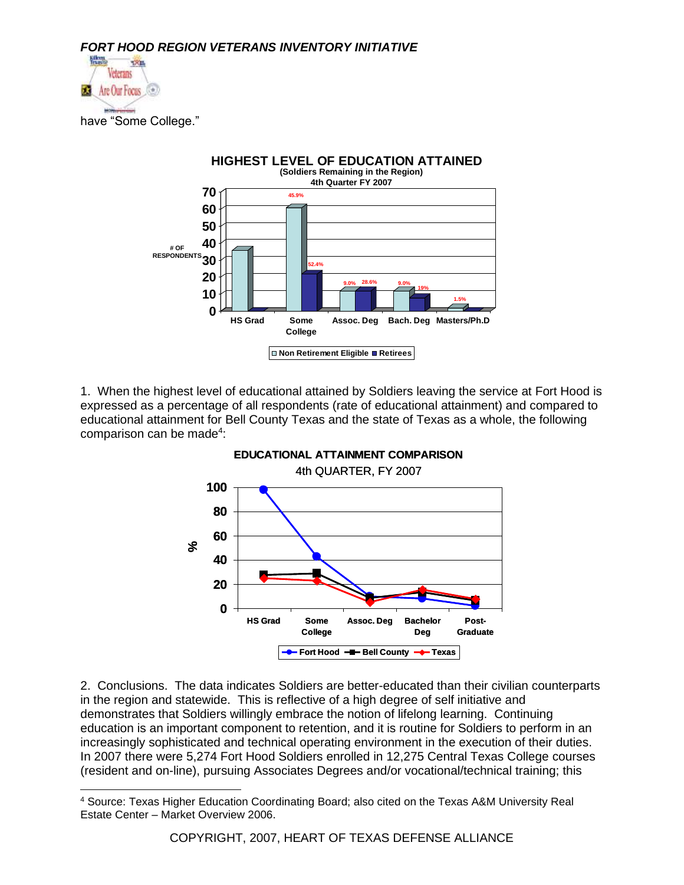have "Some College."

1. When the highest level of educational attained by Soldiers leaving the service at Fort Hood is expressed as a percentage of all respondents (rate of educational attainment) and compared to educational attainment for Bell County Texas and the state of Texas as a whole, the following comparison can be made[4]:

2. Conclusions. The data indicates Soldiers are better-educated than their civilian counterparts in the region and statewide. This is reflective of a high degree of self initiative and demonstrates that Soldiers willingly embrace the notion of lifelong learning. Continuing education is an important component to retention, and it is routine for Soldiers to perform in an increasingly sophisticated and technical operating environment in the execution of their duties. In 2007 there were 5,274 Fort Hood Soldiers enrolled in 12,275 Central Texas College courses (resident and on-line), pursuing Associates Degrees and/or vocational/technical training; this

[4] Source: Texas Higher Education Coordinating Board; also cited on the Texas A&M University Real Estate Center – Market Overview 2006.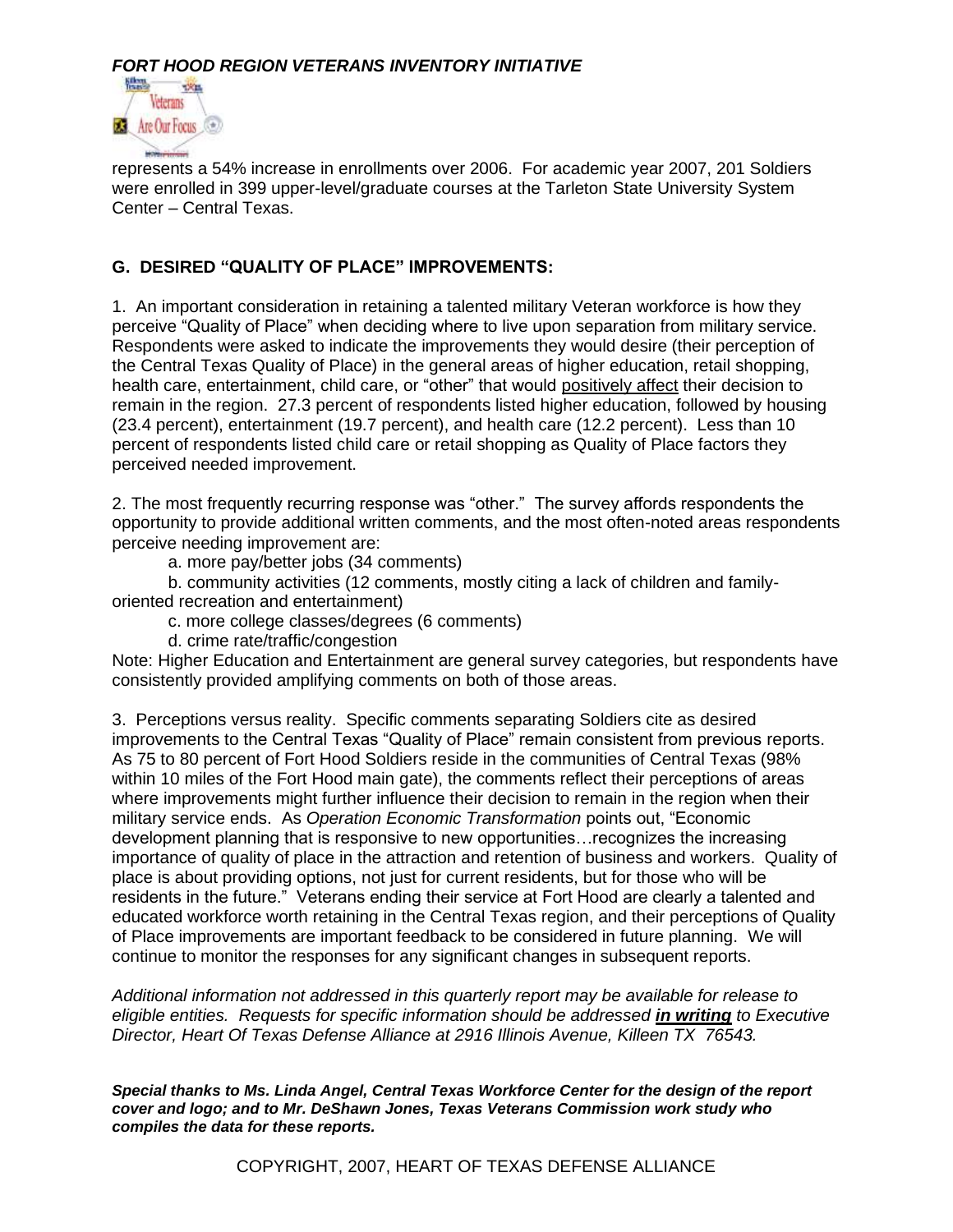represents a 54% increase in enrollments over 2006. For academic year 2007, 201 Soldiers were enrolled in 399 upper-level/graduate courses at the Tarleton State University System Center – Central Texas.

## G. DESIRED "QUALITY OF PLACE" IMPROVEMENTS:

1. An important consideration in retaining a talented military Veteran workforce is how they perceive "Quality of Place" when deciding where to live upon separation from military service. Respondents were asked to indicate the improvements they would desire (their perception of the Central Texas Quality of Place) in the general areas of higher education, retail shopping, health care, entertainment, child care, or "other" that would positively affect their decision to remain in the region. 27.3 percent of respondents listed higher education, followed by housing (23.4 percent), entertainment (19.7 percent), and health care (12.2 percent). Less than 10 percent of respondents listed child care or retail shopping as Quality of Place factors they perceived needed improvement.

2. The most frequently recurring response was "other." The survey affords respondents the opportunity to provide additional written comments, and the most often-noted areas respondents perceive needing improvement are:

a. more pay/better jobs (34 comments)

b. community activities (12 comments, mostly citing a lack of children and family-oriented recreation and entertainment)

c. more college classes/degrees (6 comments)

d. crime rate/traffic/congestion

Note: Higher Education and Entertainment are general survey categories, but respondents have consistently provided amplifying comments on both of those areas.

3. Perceptions versus reality. Specific comments separating Soldiers cite as desired improvements to the Central Texas "Quality of Place" remain consistent from previous reports. As 75 to 80 percent of Fort Hood Soldiers reside in the communities of Central Texas (98% within 10 miles of the Fort Hood main gate), the comments reflect their perceptions of areas where improvements might further influence their decision to remain in the region when their military service ends. As *Operation Economic Transformation* points out, "Economic development planning that is responsive to new opportunities…recognizes the increasing importance of quality of place in the attraction and retention of business and workers. Quality of place is about providing options, not just for current residents, but for those who will be residents in the future." Veterans ending their service at Fort Hood are clearly a talented and educated workforce worth retaining in the Central Texas region, and their perceptions of Quality of Place improvements are important feedback to be considered in future planning. We will continue to monitor the responses for any significant changes in subsequent reports.

*Additional information not addressed in this quarterly report may be available for release to eligible entities. Requests for specific information should be addressed **in writing** to Executive Director, Heart Of Texas Defense Alliance at 2916 Illinois Avenue, Killeen TX 76543.*

***Special thanks to Ms. Linda Angel, Central Texas Workforce Center for the design of the report cover and logo; and to Mr. DeShawn Jones, Texas Veterans Commission work study who compiles the data for these reports.***

COPYRIGHT, 2007, HEART OF TEXAS DEFENSE ALLIANCE